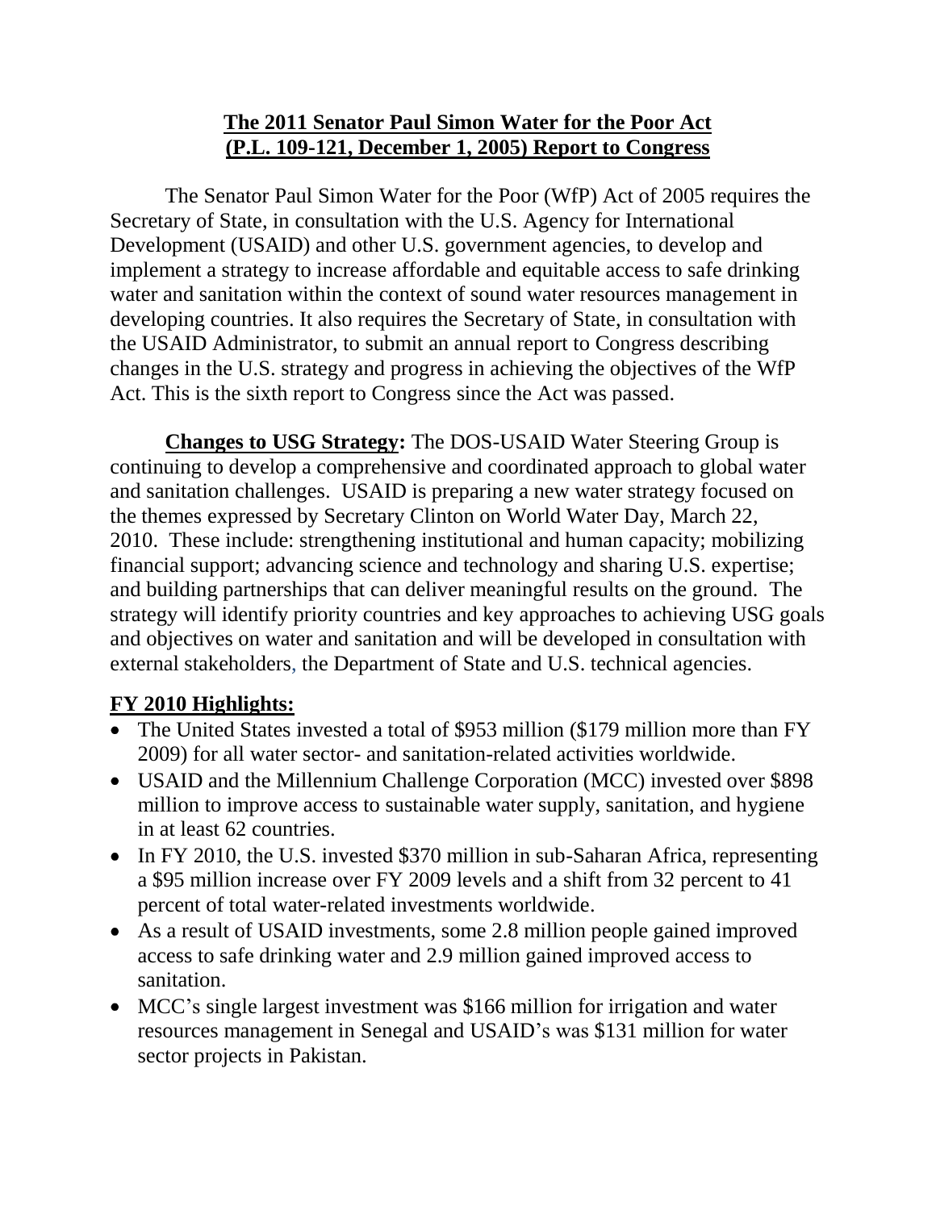# **The 2011 Senator Paul Simon Water for the Poor Act (P.L. 109-121, December 1, 2005) Report to Congress**

The Senator Paul Simon Water for the Poor (WfP) Act of 2005 requires the Secretary of State, in consultation with the U.S. Agency for International Development (USAID) and other U.S. government agencies, to develop and implement a strategy to increase affordable and equitable access to safe drinking water and sanitation within the context of sound water resources management in developing countries. It also requires the Secretary of State, in consultation with the USAID Administrator, to submit an annual report to Congress describing changes in the U.S. strategy and progress in achieving the objectives of the WfP Act. This is the sixth report to Congress since the Act was passed.

**Changes to USG Strategy:** The DOS-USAID Water Steering Group is continuing to develop a comprehensive and coordinated approach to global water and sanitation challenges. USAID is preparing a new water strategy focused on the themes expressed by Secretary Clinton on World Water Day, March 22, 2010. These include: strengthening institutional and human capacity; mobilizing financial support; advancing science and technology and sharing U.S. expertise; and building partnerships that can deliver meaningful results on the ground. The strategy will identify priority countries and key approaches to achieving USG goals and objectives on water and sanitation and will be developed in consultation with external stakeholders, the Department of State and U.S. technical agencies.

## **FY 2010 Highlights:**

- The United States invested a total of $953 million ($179 million more than FY 2009) for all water sector- and sanitation-related activities worldwide.
- USAID and the Millennium Challenge Corporation (MCC) invested over $898 million to improve access to sustainable water supply, sanitation, and hygiene in at least 62 countries.
- In FY 2010, the U.S. invested $370 million in sub-Saharan Africa, representing a $95 million increase over FY 2009 levels and a shift from 32 percent to 41 percent of total water-related investments worldwide.
- As a result of USAID investments, some 2.8 million people gained improved access to safe drinking water and 2.9 million gained improved access to sanitation.
- MCC's single largest investment was $166 million for irrigation and water resources management in Senegal and USAID's was $131 million for water sector projects in Pakistan.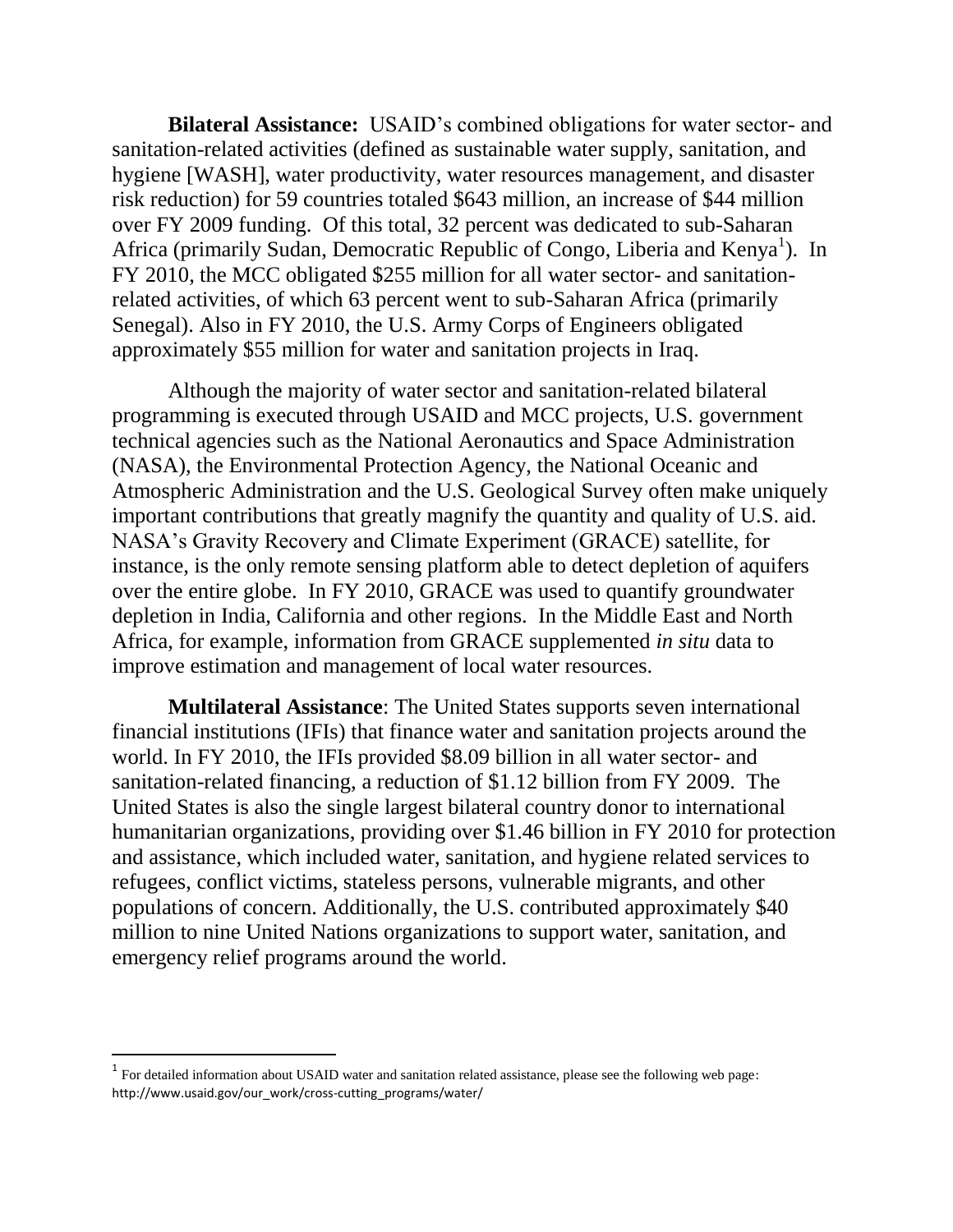**Bilateral Assistance:** USAID's combined obligations for water sector- and sanitation-related activities (defined as sustainable water supply, sanitation, and hygiene [WASH], water productivity, water resources management, and disaster risk reduction) for 59 countries totaled $643 million, an increase of $44 million over FY 2009 funding. Of this total, 32 percent was dedicated to sub-Saharan Africa (primarily Sudan, Democratic Republic of Congo, Liberia and Kenya[1]). In FY 2010, the MCC obligated $255 million for all water sector- and sanitation-related activities, of which 63 percent went to sub-Saharan Africa (primarily Senegal). Also in FY 2010, the U.S. Army Corps of Engineers obligated approximately $55 million for water and sanitation projects in Iraq.

Although the majority of water sector and sanitation-related bilateral programming is executed through USAID and MCC projects, U.S. government technical agencies such as the National Aeronautics and Space Administration (NASA), the Environmental Protection Agency, the National Oceanic and Atmospheric Administration and the U.S. Geological Survey often make uniquely important contributions that greatly magnify the quantity and quality of U.S. aid. NASA's Gravity Recovery and Climate Experiment (GRACE) satellite, for instance, is the only remote sensing platform able to detect depletion of aquifers over the entire globe. In FY 2010, GRACE was used to quantify groundwater depletion in India, California and other regions. In the Middle East and North Africa, for example, information from GRACE supplemented *in situ* data to improve estimation and management of local water resources.

**Multilateral Assistance**: The United States supports seven international financial institutions (IFIs) that finance water and sanitation projects around the world. In FY 2010, the IFIs provided $8.09 billion in all water sector- and sanitation-related financing, a reduction of $1.12 billion from FY 2009. The United States is also the single largest bilateral country donor to international humanitarian organizations, providing over $1.46 billion in FY 2010 for protection and assistance, which included water, sanitation, and hygiene related services to refugees, conflict victims, stateless persons, vulnerable migrants, and other populations of concern. Additionally, the U.S. contributed approximately $40 million to nine United Nations organizations to support water, sanitation, and emergency relief programs around the world.

---

[1] For detailed information about USAID water and sanitation related assistance, please see the following web page: http://www.usaid.gov/our_work/cross-cutting_programs/water/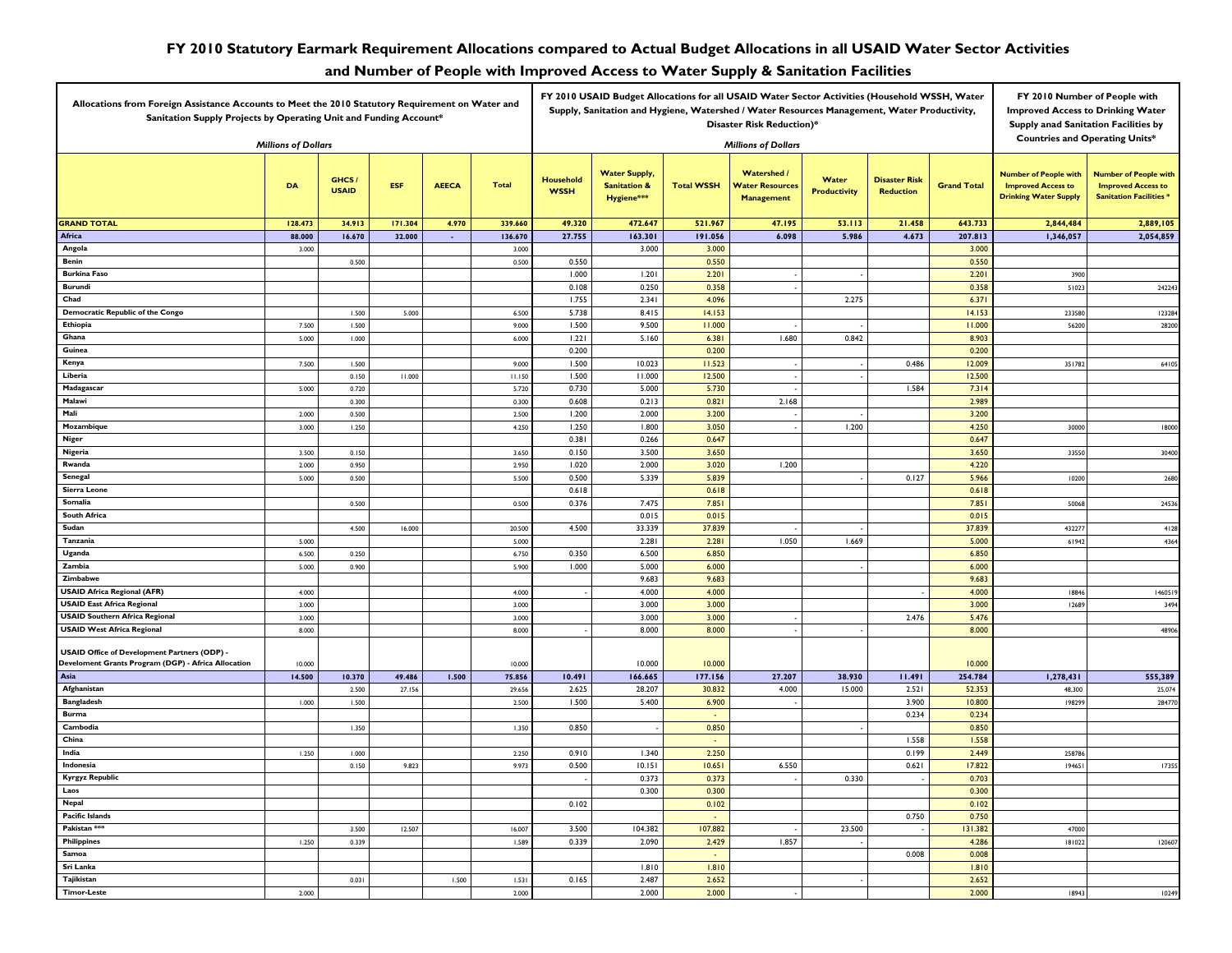# FY 2010 Statutory Earmark Requirement Allocations compared to Actual Budget Allocations in all USAID Water Sector Activities and Number of People with Improved Access to Water Supply & Sanitation Facilities

| Allocations from Foreign Assistance Accounts to Meet the 2010 Statutory Requirement on Water and Sanitation Supply Projects by Operating Unit and Funding Account* *Millions of Dollars* | | | | | | FY 2010 USAID Budget Allocations for all USAID Water Sector Activities (Household WSSH, Water Supply, Sanitation and Hygiene, Watershed / Water Resources Management, Water Productivity, Disaster Risk Reduction)* *Millions of Dollars* | | | | | | | FY 2010 Number of People with Improved Access to Drinking Water Supply anad Sanitation Facilities by Countries and Operating Units* | |
|---|---|---|---|---|---|---|---|---|---|---|---|---|---|---|
| | **DA** | **GHCS / USAID** | **ESF** | **AEECA** | **Total** | **Household WSSH** | **Water Supply, Sanitation & Hygiene*\*\*** | **Total WSSH** | **Watershed / Water Resources Management** | **Water Productivity** | **Disaster Risk Reduction** | **Grand Total** | **Number of People with Improved Access to Drinking Water Supply** | **Number of People with Improved Access to Sanitation Facilities \*** |
| **GRAND TOTAL** | **128.473** | **34.913** | **171.304** | **4.970** | **339.660** | **49.320** | **472.647** | **521.967** | **47.195** | **53.113** | **21.458** | **643.733** | **2,844,484** | **2,889,105** |
| **Africa** | **88.000** | **16.670** | **32.000** | **-** | **136.670** | **27.755** | **163.301** | **191.056** | **6.098** | **5.986** | **4.673** | **207.813** | **1,346,057** | **2,054,859** |
| Angola | 3.000 | | | | 3.000 | | 3.000 | 3.000 | | | | 3.000 | | |
| Benin | | 0.500 | | | 0.500 | 0.550 | | 0.550 | | | | 0.550 | | |
| Burkina Faso | | | | | | 1.000 | 1.201 | 2.201 | - | - | | 2.201 | 3900 | |
| Burundi | | | | | | 0.108 | 0.250 | 0.358 | - | | | 0.358 | 51023 | 242243 |
| Chad | | | | | | 1.755 | 2.341 | 4.096 | | 2.275 | | 6.371 | | |
| Democratic Republic of the Congo | | 1.500 | 5.000 | | 6.500 | 5.738 | 8.415 | 14.153 | | | | 14.153 | 233580 | 123284 |
| Ethiopia | 7.500 | 1.500 | | | 9.000 | 1.500 | 9.500 | 11.000 | - | - | | 11.000 | 56200 | 28200 |
| Ghana | 5.000 | 1.000 | | | 6.000 | 1.221 | 5.160 | 6.381 | 1.680 | 0.842 | | 8.903 | | |
| Guinea | | | | | | 0.200 | | 0.200 | | | | 0.200 | | |
| Kenya | 7.500 | 1.500 | | | 9.000 | 1.500 | 10.023 | 11.523 | - | - | 0.486 | 12.009 | 351782 | 64105 |
| Liberia | | 0.150 | 11.000 | | 11.150 | 1.500 | 11.000 | 12.500 | - | - | | 12.500 | | |
| Madagascar | 5.000 | 0.720 | | | 5.720 | 0.730 | 5.000 | 5.730 | - | | 1.584 | 7.314 | | |
| Malawi | | 0.300 | | | 0.300 | 0.608 | 0.213 | 0.821 | 2.168 | | | 2.989 | | |
| Mali | 2.000 | 0.500 | | | 2.500 | 1.200 | 2.000 | 3.200 | - | - | | 3.200 | | |
| Mozambique | 3.000 | 1.250 | | | 4.250 | 1.250 | 1.800 | 3.050 | - | 1.200 | | 4.250 | 30000 | 18000 |
| Niger | | | | | | 0.381 | 0.266 | 0.647 | | | | 0.647 | | |
| Nigeria | 3.500 | 0.150 | | | 3.650 | 0.150 | 3.500 | 3.650 | | | | 3.650 | 33550 | 30400 |
| Rwanda | 2.000 | 0.950 | | | 2.950 | 1.020 | 2.000 | 3.020 | 1.200 | | | 4.220 | | |
| Senegal | 5.000 | 0.500 | | | 5.500 | 0.500 | 5.339 | 5.839 | | - | 0.127 | 5.966 | 10200 | 2680 |
| Sierra Leone | | | | | | 0.618 | | 0.618 | | | | 0.618 | | |
| Somalia | | 0.500 | | | 0.500 | 0.376 | 7.475 | 7.851 | | | | 7.851 | 50068 | 24536 |
| South Africa | | | | | | | 0.015 | 0.015 | | | | 0.015 | | |
| Sudan | | 4.500 | 16.000 | | 20.500 | 4.500 | 33.339 | 37.839 | - | - | | 37.839 | 432277 | 4128 |
| Tanzania | 5.000 | | | | 5.000 | | 2.281 | 2.281 | 1.050 | 1.669 | | 5.000 | 61942 | 4364 |
| Uganda | 6.500 | 0.250 | | | 6.750 | 0.350 | 6.500 | 6.850 | | | | 6.850 | | |
| Zambia | 5.000 | 0.900 | | | 5.900 | 1.000 | 5.000 | 6.000 | | - | | 6.000 | | |
| Zimbabwe | | | | | | | 9.683 | 9.683 | | | | 9.683 | | |
| USAID Africa Regional (AFR) | 4.000 | | | | 4.000 | - | 4.000 | 4.000 | | | - | 4.000 | 18846 | 1460519 |
| USAID East Africa Regional | 3.000 | | | | 3.000 | | 3.000 | 3.000 | | | | 3.000 | 12689 | 3494 |
| USAID Southern Africa Regional | 3.000 | | | | 3.000 | | 3.000 | 3.000 | - | | 2.476 | 5.476 | | |
| USAID West Africa Regional | 8.000 | | | | 8.000 | - | 8.000 | 8.000 | - | - | | 8.000 | | 48906 |
| USAID Office of Development Partners (ODP) - Develoment Grants Program (DGP) - Africa Allocation | 10.000 | | | | 10.000 | | 10.000 | 10.000 | | | | 10.000 | | |
| **Asia** | **14.500** | **10.370** | **49.486** | **1.500** | **75.856** | **10.491** | **166.665** | **177.156** | **27.207** | **38.930** | **11.491** | **254.784** | **1,278,431** | **555,389** |
| Afghanistan | | 2.500 | 27.156 | | 29.656 | 2.625 | 28.207 | 30.832 | 4.000 | 15.000 | 2.521 | 52.353 | 48,300 | 25,074 |
| Bangladesh | 1.000 | 1.500 | | | 2.500 | 1.500 | 5.400 | 6.900 | - | | 3.900 | 10.800 | 198299 | 284770 |
| Burma | | | | | | | | - | | | 0.234 | 0.234 | | |
| Cambodia | | 1.350 | | | 1.350 | 0.850 | - | 0.850 | | - | | 0.850 | | |
| China | | | | | | | | - | | | 1.558 | 1.558 | | |
| India | 1.250 | 1.000 | | | 2.250 | 0.910 | 1.340 | 2.250 | | | 0.199 | 2.449 | 258786 | |
| Indonesia | | 0.150 | 9.823 | | 9.973 | 0.500 | 10.151 | 10.651 | 6.550 | | 0.621 | 17.822 | 194651 | 17355 |
| Kyrgyz Republic | | | | | | - | 0.373 | 0.373 | - | 0.330 | - | 0.703 | | |
| Laos | | | | | | | 0.300 | 0.300 | | | | 0.300 | | |
| Nepal | | | | | | 0.102 | | 0.102 | | | | 0.102 | | |
| Pacific Islands | | | | | | | | - | | | 0.750 | 0.750 | | |
| Pakistan *\*\* | | 3.500 | 12.507 | | 16.007 | 3.500 | 104.382 | 107.882 | - | 23.500 | - | 131.382 | 47000 | |
| Philippines | 1.250 | 0.339 | | | 1.589 | 0.339 | 2.090 | 2.429 | 1.857 | - | | 4.286 | 181022 | 120607 |
| Samoa | | | | | | | | - | | | 0.008 | 0.008 | | |
| Sri Lanka | | | | | | | 1.810 | 1.810 | | | | 1.810 | | |
| Tajikistan | | 0.031 | | 1.500 | 1.531 | 0.165 | 2.487 | 2.652 | | - | | 2.652 | | |
| Timor-Leste | 2.000 | | | | 2.000 | | 2.000 | 2.000 | - | | | 2.000 | 18943 | 10249 |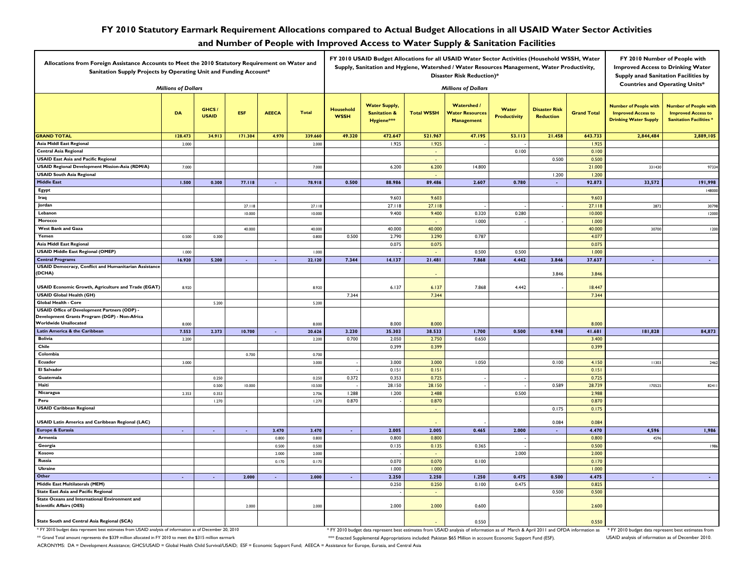# FY 2010 Statutory Earmark Requirement Allocations compared to Actual Budget Allocations in all USAID Water Sector Activities and Number of People with Improved Access to Water Supply & Sanitation Facilities

| | Allocations from Foreign Assistance Accounts to Meet the 2010 Statutory Requirement on Water and Sanitation Supply Projects by Operating Unit and Funding Account* *Millions of Dollars* | | | | | FY 2010 USAID Budget Allocations for all USAID Water Sector Activities (Household WSSH, Water Supply, Sanitation and Hygiene, Watershed / Water Resources Management, Water Productivity, Disaster Risk Reduction)* *Millions of Dollars* | | | | | | | FY 2010 Number of People with Improved Access to Drinking Water Supply anad Sanitation Facilities by Countries and Operating Units* | |
|---|---|---|---|---|---|---|---|---|---|---|---|---|---|---|
| | **DA** | **GHCS / USAID** | **ESF** | **AEECA** | **Total** | **Household WSSH** | **Water Supply, Sanitation & Hygiene*** ** | **Total WSSH** | **Watershed / Water Resources Management** | **Water Productivity** | **Disaster Risk Reduction** | **Grand Total** | **Number of People with Improved Access to Drinking Water Supply** | **Number of People with Improved Access to Sanitation Facilities *** |
| **GRAND TOTAL** | **128.473** | **34.913** | **171.304** | **4.970** | **339.660** | **49.320** | **472.647** | **521.967** | **47.195** | **53.113** | **21.458** | **643.733** | **2,844,484** | **2,889,105** |
| Asia Middl East Regional | 2.000 | | | | 2.000 | | 1.925 | 1.925 | - | | | 1.925 | | |
| Central Asia Regional | | | | | | | | - | | 0.100 | | 0.100 | | |
| USAID East Asia and Pacific Regional | | | | | | | | - | | | 0.500 | 0.500 | | |
| USAID Regional Development Mission-Asia (RDM/A) | 7.000 | | | | 7.000 | | 6.200 | 6.200 | 14.800 | | | 21.000 | 331430 | 97334 |
| USAID South Asia Regional | | | | | | | | - | | | 1.200 | 1.200 | | |
| **Middle East** | **1.500** | **0.300** | **77.118** | **-** | **78.918** | **0.500** | **88.986** | **89.486** | **2.607** | **0.780** | **-** | **92.873** | **33,572** | **191,998** |
| Egypt | | | | | | | | | | | | | | 148000 |
| Iraq | | | | | | | 9.603 | 9.603 | | | | 9.603 | | |
| Jordan | | | 27.118 | | 27.118 | | 27.118 | 27.118 | - | - | - | 27.118 | 2872 | 30798 |
| Lebanon | | | 10.000 | | 10.000 | | 9.400 | 9.400 | 0.320 | 0.280 | | 10.000 | | 12000 |
| Morocco | | | | | | | | - | 1.000 | - | - | 1.000 | | |
| West Bank and Gaza | | | 40.000 | | 40.000 | | 40.000 | 40.000 | | | | 40.000 | 30700 | 1200 |
| Yemen | 0.500 | 0.300 | | | 0.800 | 0.500 | 2.790 | 3.290 | 0.787 | | | 4.077 | | |
| Asia Middl East Regional | | | | | | | 0.075 | 0.075 | | | | 0.075 | | |
| USAID Middle East Regional (OMEP) | 1.000 | | | | 1.000 | | - | - | 0.500 | 0.500 | | 1.000 | | |
| **Central Programs** | **16.920** | **5.200** | **-** | **-** | **22.120** | **7.344** | **14.137** | **21.481** | **7.868** | **4.442** | **3.846** | **37.637** | **-** | **-** |
| USAID Democracy, Conflict and Humanitarian Assistance (DCHA) | | | | | | | | - | | | 3.846 | 3.846 | | |
| USAID Economic Growth, Agriculture and Trade (EGAT) | 8.920 | | | | 8.920 | | 6.137 | 6.137 | 7.868 | 4.442 | - | 18.447 | | |
| USAID Global Health (GH) | | | | | | 7.344 | | 7.344 | | | | 7.344 | | |
| Global Health - Core | | 5.200 | | | 5.200 | | | | | | | | | |
| USAID Office of Development Partners (ODP) - Development Grants Program (DGP) - Non-Africa Worldwide Unallocated | 8.000 | | | | 8.000 | | 8.000 | 8.000 | | | | 8.000 | | |
| **Latin America & the Caribbean** | **7.553** | **2.373** | **10.700** | **-** | **20.626** | **3.230** | **35.303** | **38.533** | **1.700** | **0.500** | **0.948** | **41.681** | **181,828** | **84,873** |
| Bolivia | 2.200 | | | | 2.200 | 0.700 | 2.050 | 2.750 | 0.650 | | | 3.400 | | |
| Chile | | | | | | | 0.399 | 0.399 | | | | 0.399 | | |
| Colombia | | | 0.700 | | 0.700 | | | | | | | | | |
| Ecuador | 3.000 | | | | 3.000 | - | 3.000 | 3.000 | 1.050 | | 0.100 | 4.150 | 11303 | 2462 |
| El Salvador | | | | | | - | 0.151 | 0.151 | | | | 0.151 | | |
| Guatemala | | 0.250 | | | 0.250 | 0.372 | 0.353 | 0.725 | - | - | | 0.725 | | |
| Haiti | | 0.500 | 10.000 | | 10.500 | - | 28.150 | 28.150 | - | - | 0.589 | 28.739 | 170525 | 82411 |
| Nicaragua | 2.353 | 0.353 | | | 2.706 | 1.288 | 1.200 | 2.488 | | 0.500 | | 2.988 | | |
| Peru | | 1.270 | | | 1.270 | 0.870 | - | 0.870 | | | | 0.870 | | |
| USAID Caribbean Regional | | | | | | | | - | | | 0.175 | 0.175 | | |
| USAID Latin America and Caribbean Regional (LAC) | | | | | | | | - | - | | 0.084 | 0.084 | | |
| **Europe & Eurasia** | **-** | **-** | **-** | **3.470** | **3.470** | **-** | **2.005** | **2.005** | **0.465** | **2.000** | **-** | **4.470** | **4,596** | **1,986** |
| Armenia | | | | 0.800 | 0.800 | | 0.800 | 0.800 | | - | | 0.800 | 4596 | |
| Georgia | | | | 0.500 | 0.500 | | 0.135 | 0.135 | 0.365 | - | | 0.500 | | 1986 |
| Kosovo | | | | 2.000 | 2.000 | | - | - | | 2.000 | | 2.000 | | |
| Russia | | | | 0.170 | 0.170 | | 0.070 | 0.070 | 0.100 | | | 0.170 | | |
| Ukraine | | | | | | | 1.000 | 1.000 | | | | 1.000 | | |
| **Other** | **-** | **-** | **2.000** | **-** | **2.000** | **-** | **2.250** | **2.250** | **1.250** | **0.475** | **0.500** | **4.475** | **-** | **-** |
| Middle East Multilaterals (MEM) | | | | | | | 0.250 | 0.250 | 0.100 | 0.475 | | 0.825 | | |
| State East Asia and Pacific Regional | | | | | | | - | - | | | 0.500 | 0.500 | | |
| State Oceans and International Environment and Scientific Affairs (OES) | | | 2.000 | | 2.000 | | 2.000 | 2.000 | 0.600 | | | 2.600 | | |
| State South and Central Asia Regional (SCA) | | | | | | | | - | 0.550 | | | 0.550 | | |

* FY 2010 budget data represent best estimates from USAID analysis of information as of December 20, 2010

** Grand Total amount represents the $339 million allocated in FY 2010 to meet the $315 million earmark

* FY 2010 budget data represent best estimates from USAID analysis of information as of March & April 2011 and OFDA information as

*** Enacted Supplemental Appropriations included: Pakistan $65 Million in account Economic Support Fund (ESF).

* FY 2010 budget data represent best estimates from USAID analysis of information as of December 2010.

ACRONYMS: DA = Development Assistance; GHCS/USAID = Global Health Child Survival/USAID; ESF = Economic Support Fund; AEECA = Assistance for Europe, Eurasia, and Central Asia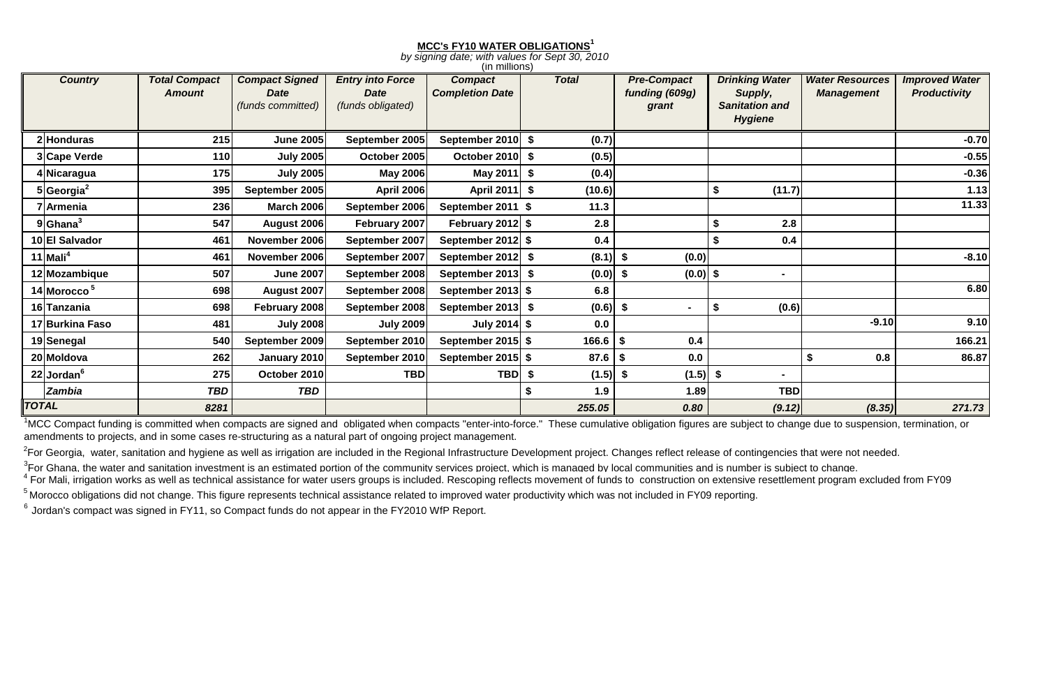**MCC's FY10 WATER OBLIGATIONS[1]**

*by signing date; with values for Sept 30, 2010*

(in millions)

| | *Country* | *Total Compact Amount* | *Compact Signed Date (funds committed)* | *Entry into Force Date (funds obligated)* | *Compact Completion Date* | *Total* | *Pre-Compact funding (609g) grant* | *Drinking Water Supply, Sanitation and Hygiene* | *Water Resources Management* | *Improved Water Productivity* |
|---|---|---|---|---|---|---|---|---|---|---|
| 2 | **Honduras** | **215** | **June 2005** | **September 2005** | **September 2010** | **$ (0.7)** | | | | **-0.70** |
| 3 | **Cape Verde** | **110** | **July 2005** | **October 2005** | **October 2010** | **$ (0.5)** | | | | **-0.55** |
| 4 | **Nicaragua** | **175** | **July 2005** | **May 2006** | **May 2011** | **$ (0.4)** | | | | **-0.36** |
| 5 | **Georgia[2]** | **395** | **September 2005** | **April 2006** | **April 2011** | **$ (10.6)** | | **$ (11.7)** | | **1.13** |
| 7 | **Armenia** | **236** | **March 2006** | **September 2006** | **September 2011** | **$ 11.3** | | | | **11.33** |
| 9 | **Ghana[3]** | **547** | **August 2006** | **February 2007** | **February 2012** | **$ 2.8** | | **$ 2.8** | | |
| 10 | **El Salvador** | **461** | **November 2006** | **September 2007** | **September 2012** | **$ 0.4** | | **$ 0.4** | | |
| 11 | **Mali[4]** | **461** | **November 2006** | **September 2007** | **September 2012** | **$ (8.1)** | **$ (0.0)** | | | **-8.10** |
| 12 | **Mozambique** | **507** | **June 2007** | **September 2008** | **September 2013** | **$ (0.0)** | **$ (0.0)** | **$ -** | | |
| 14 | **Morocco[5]** | **698** | **August 2007** | **September 2008** | **September 2013** | **$ 6.8** | | | | **6.80** |
| 16 | **Tanzania** | **698** | **February 2008** | **September 2008** | **September 2013** | **$ (0.6)** | **$ -** | **$ (0.6)** | | |
| 17 | **Burkina Faso** | **481** | **July 2008** | **July 2009** | **July 2014** | **$ 0.0** | | | **-9.10** | **9.10** |
| 19 | **Senegal** | **540** | **September 2009** | **September 2010** | **September 2015** | **$ 166.6** | **$ 0.4** | | | **166.21** |
| 20 | **Moldova** | **262** | **January 2010** | **September 2010** | **September 2015** | **$ 87.6** | **$ 0.0** | | **$ 0.8** | **86.87** |
| 22 | **Jordan[6]** | **275** | **October 2010** | **TBD** | **TBD** | **$ (1.5)** | **$ (1.5)** | **$ -** | | |
| | ***Zambia*** | ***TBD*** | ***TBD*** | | | **$ 1.9** | **1.89** | **TBD** | | |
| ***TOTAL*** | | ***8281*** | | | | ***255.05*** | ***0.80*** | ***(9.12)*** | ***(8.35)*** | ***271.73*** |

[1]MCC Compact funding is committed when compacts are signed and obligated when compacts "enter-into-force." These cumulative obligation figures are subject to change due to suspension, termination, or amendments to projects, and in some cases re-structuring as a natural part of ongoing project management.

[2]For Georgia, water, sanitation and hygiene as well as irrigation are included in the Regional Infrastructure Development project. Changes reflect release of contingencies that were not needed.

[3]For Ghana, the water and sanitation investment is an estimated portion of the community services project, which is managed by local communities and is number is subject to change.

[4] For Mali, irrigation works as well as technical assistance for water users groups is included. Rescoping reflects movement of funds to construction on extensive resettlement program excluded from FY09

[5] Morocco obligations did not change. This figure represents technical assistance related to improved water productivity which was not included in FY09 reporting.

[6] Jordan's compact was signed in FY11, so Compact funds do not appear in the FY2010 WfP Report.